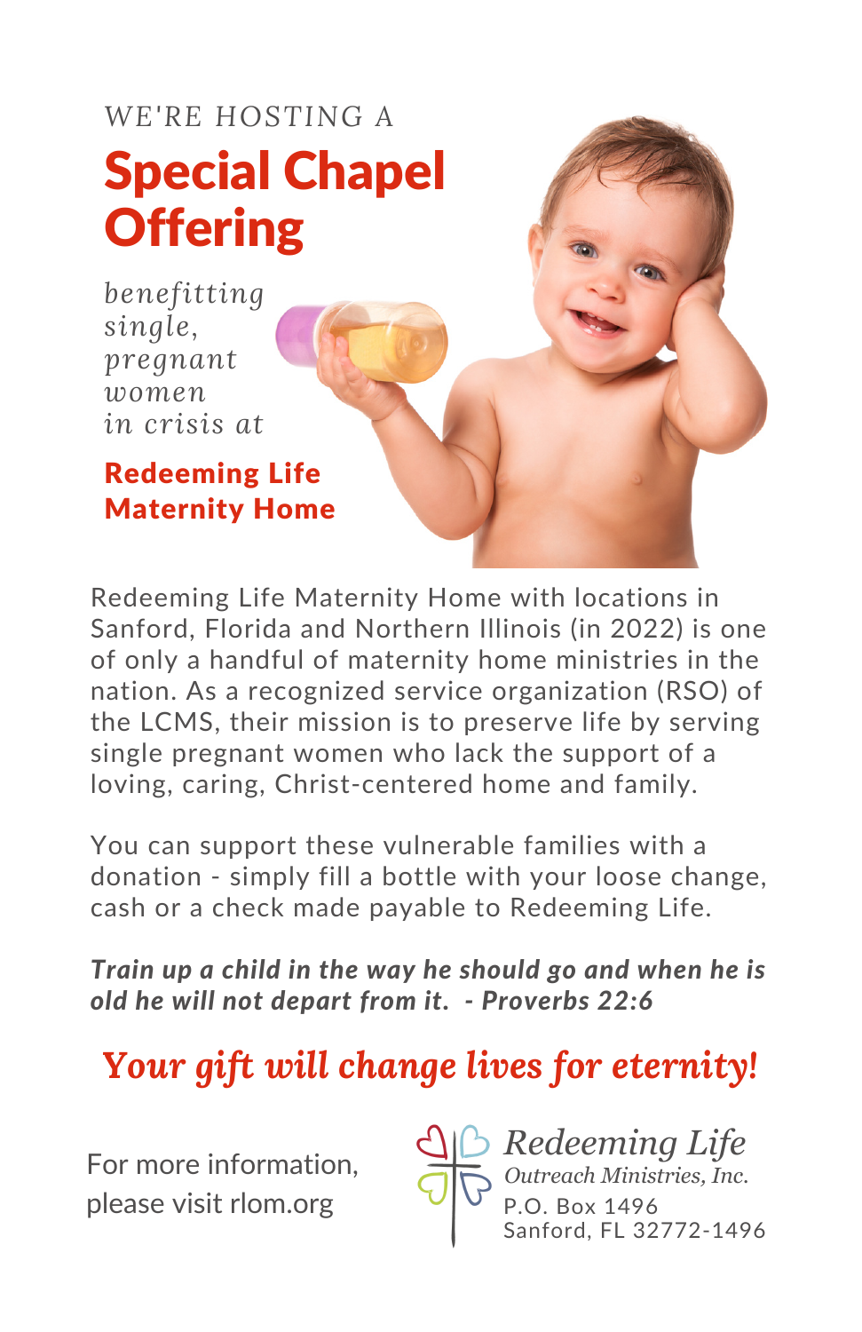WE'RE HOSTING A

# Special Chapel Offering

*benefitting single, pregnant women in crisis at*

**Redeeming Life Maternity Home**

Redeeming Life Maternity Home with locations in Sanford, Florida and Northern Illinois (in 2022) is one of only a handful of maternity home ministries in the nation. As a recognized service organization (RSO) of the LCMS, their mission is to preserve life by serving single pregnant women who lack the support of a loving, caring, Christ-centered home and family.

You can support these vulnerable families with a donation - simply fill a bottle with your loose change, cash or a check made payable to Redeeming Life.

***Train up a child in the way he should go and when he is old he will not depart from it. - Proverbs 22:6***

## *Your gift will change lives for eternity!*

For more information, please visit rlom.org

*Redeeming Life*
*Outreach Ministries, Inc.*
P.O. Box 1496
Sanford, FL 32772-1496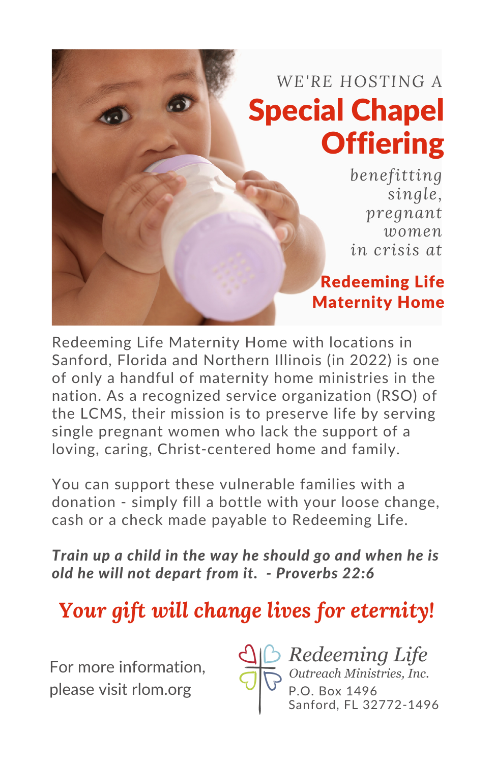WE'RE HOSTING A

# Special Chapel Offiering

*benefitting single, pregnant women in crisis at*

**Redeeming Life Maternity Home**

Redeeming Life Maternity Home with locations in Sanford, Florida and Northern Illinois (in 2022) is one of only a handful of maternity home ministries in the nation. As a recognized service organization (RSO) of the LCMS, their mission is to preserve life by serving single pregnant women who lack the support of a loving, caring, Christ-centered home and family.

You can support these vulnerable families with a donation - simply fill a bottle with your loose change, cash or a check made payable to Redeeming Life.

***Train up a child in the way he should go and when he is old he will not depart from it. - Proverbs 22:6***

## *Your gift will change lives for eternity!*

For more information, please visit rlom.org

*Redeeming Life*
*Outreach Ministries, Inc.*
P.O. Box 1496
Sanford, FL 32772-1496